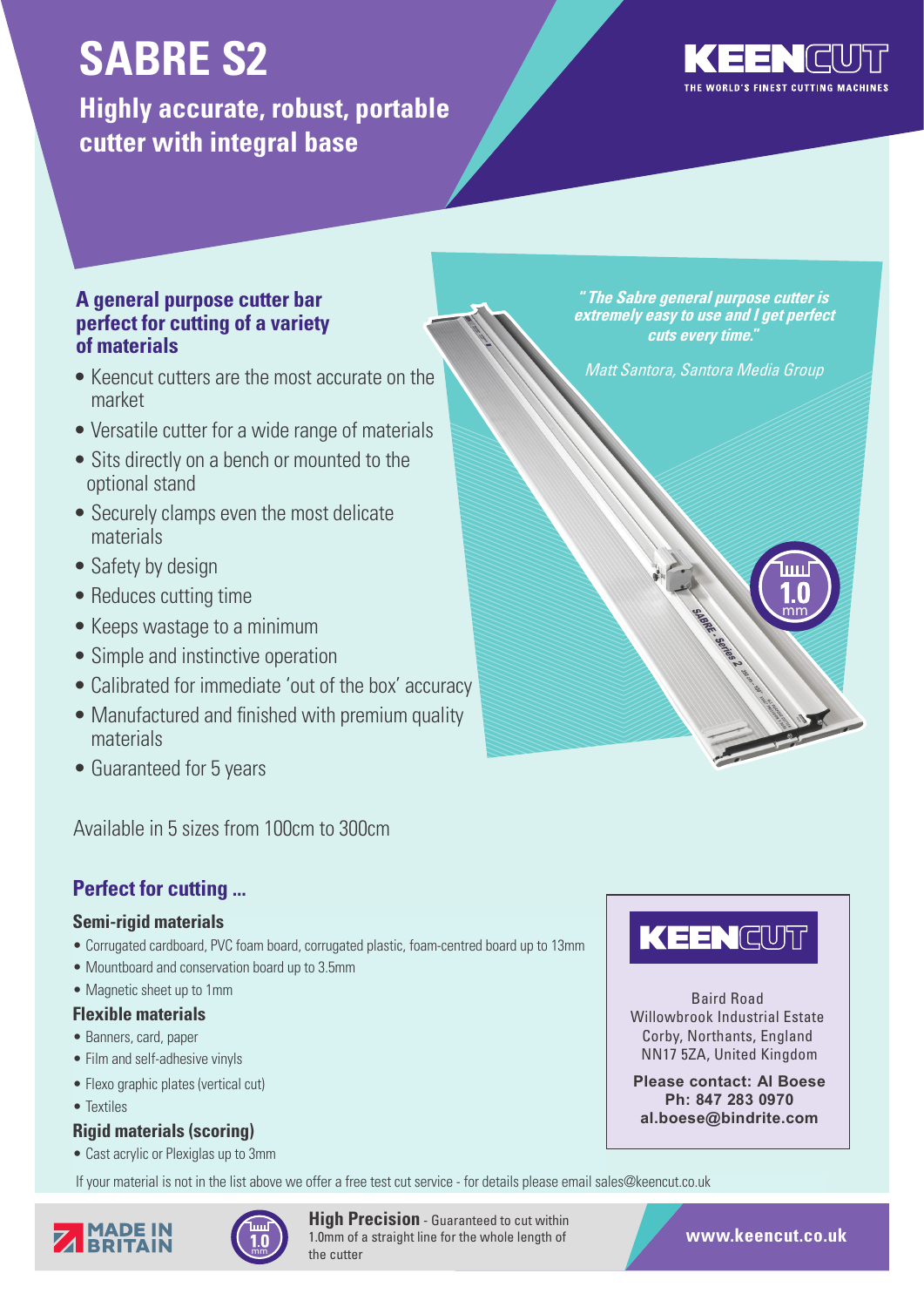# SABRE S2

## Highly accurate, robust, portable cutter with integral base

KEENCUT
THE WORLD'S FINEST CUTTING MACHINES

### A general purpose cutter bar perfect for cutting of a variety of materials

- Keencut cutters are the most accurate on the market
- Versatile cutter for a wide range of materials
- Sits directly on a bench or mounted to the optional stand
- Securely clamps even the most delicate materials
- Safety by design
- Reduces cutting time
- Keeps wastage to a minimum
- Simple and instinctive operation
- Calibrated for immediate 'out of the box' accuracy
- Manufactured and finished with premium quality materials
- Guaranteed for 5 years

*"The Sabre general purpose cutter is extremely easy to use and I get perfect cuts every time."*

*Matt Santora, Santora Media Group*

1.0 mm

Available in 5 sizes from 100cm to 300cm

### Perfect for cutting ...

**Semi-rigid materials**

- Corrugated cardboard, PVC foam board, corrugated plastic, foam-centred board up to 13mm
- Mountboard and conservation board up to 3.5mm
- Magnetic sheet up to 1mm

**Flexible materials**

- Banners, card, paper
- Film and self-adhesive vinyls
- Flexo graphic plates (vertical cut)
- Textiles

**Rigid materials (scoring)**

- Cast acrylic or Plexiglas up to 3mm

KEENCUT

Baird Road
Willowbrook Industrial Estate
Corby, Northants, England
NN17 5ZA, United Kingdom

**Please contact: Al Boese**
**Ph: 847 283 0970**
**al.boese@bindrite.com**

If your material is not in the list above we offer a free test cut service - for details please email sales@keencut.co.uk

MADE IN BRITAIN

1.0 mm

**High Precision** - Guaranteed to cut within 1.0mm of a straight line for the whole length of the cutter

**www.keencut.co.uk**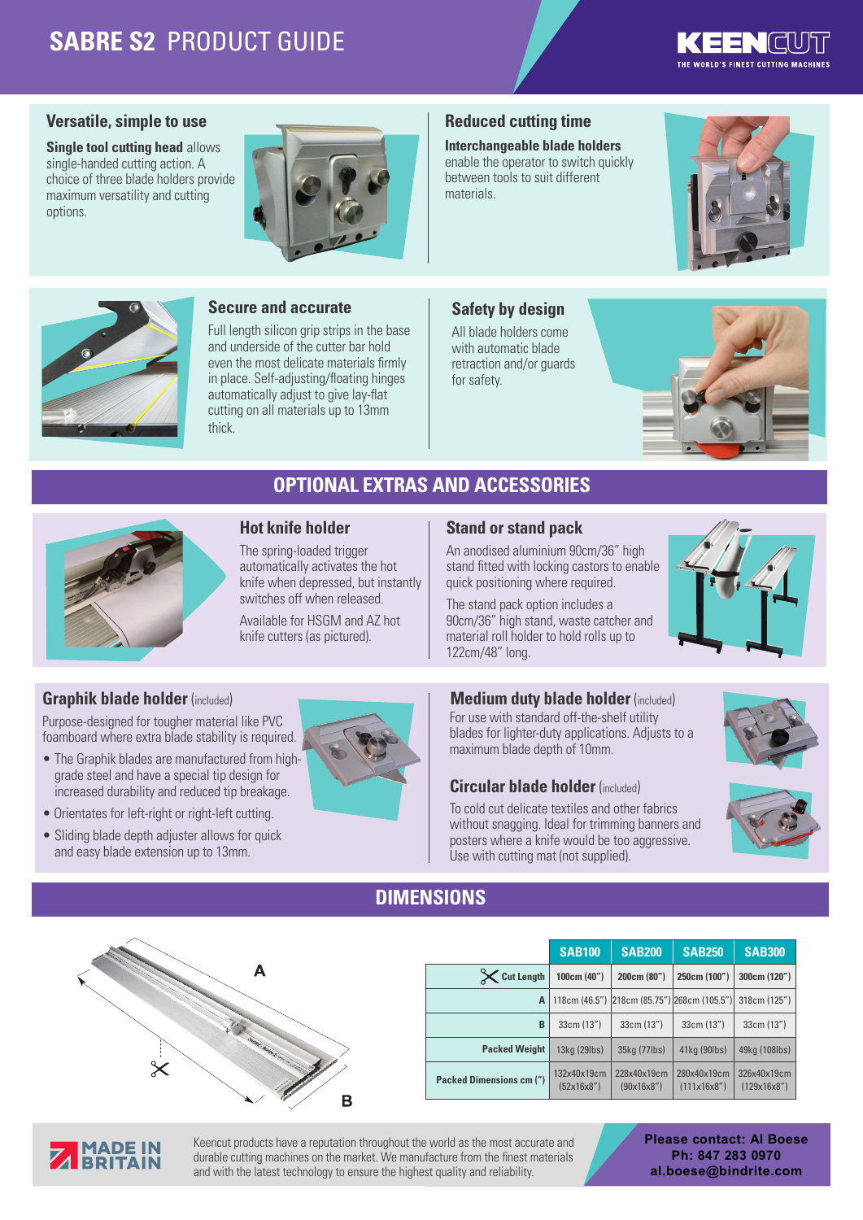# SABRE S2 PRODUCT GUIDE

KEENCUT
THE WORLD'S FINEST CUTTING MACHINES

## Versatile, simple to use

**Single tool cutting head** allows single-handed cutting action. A choice of three blade holders provide maximum versatility and cutting options.

## Reduced cutting time

**Interchangeable blade holders** enable the operator to switch quickly between tools to suit different materials.

## Secure and accurate

Full length silicon grip strips in the base and underside of the cutter bar hold even the most delicate materials firmly in place. Self-adjusting/floating hinges automatically adjust to give lay-flat cutting on all materials up to 13mm thick.

## Safety by design

All blade holders come with automatic blade retraction and/or guards for safety.

## OPTIONAL EXTRAS AND ACCESSORIES

### Hot knife holder

The spring-loaded trigger automatically activates the hot knife when depressed, but instantly switches off when released.

Available for HSGM and AZ hot knife cutters (as pictured).

### Stand or stand pack

An anodised aluminium 90cm/36" high stand fitted with locking castors to enable quick positioning where required.

The stand pack option includes a 90cm/36" high stand, waste catcher and material roll holder to hold rolls up to 122cm/48" long.

### Graphik blade holder (included)

Purpose-designed for tougher material like PVC foamboard where extra blade stability is required.

- The Graphik blades are manufactured from high-grade steel and have a special tip design for increased durability and reduced tip breakage.
- Orientates for left-right or right-left cutting.
- Sliding blade depth adjuster allows for quick and easy blade extension up to 13mm.

### Medium duty blade holder (included)

For use with standard off-the-shelf utility blades for lighter-duty applications. Adjusts to a maximum blade depth of 10mm.

### Circular blade holder (included)

To cold cut delicate textiles and other fabrics without snagging. Ideal for trimming banners and posters where a knife would be too aggressive. Use with cutting mat (not supplied).

## DIMENSIONS

A

B

| | SAB100 | SAB200 | SAB250 | SAB300 |
|---|---|---|---|---|
| Cut Length | 100cm (40") | 200cm (80") | 250cm (100") | 300cm (120") |
| A | 118cm (46.5") | 218cm (85.75") | 268cm (105.5") | 318cm (125") |
| B | 33cm (13") | 33cm (13") | 33cm (13") | 33cm (13") |
| Packed Weight | 13kg (29lbs) | 35kg (77lbs) | 41kg (90lbs) | 49kg (108lbs) |
| Packed Dimensions cm (") | 132x40x19cm (52x16x8") | 228x40x19cm (90x16x8") | 280x40x19cm (111x16x8") | 326x40x19cm (129x16x8") |

MADE IN BRITAIN

Keencut products have a reputation throughout the world as the most accurate and durable cutting machines on the market. We manufacture from the finest materials and with the latest technology to ensure the highest quality and reliability.

**Please contact: Al Boese**
**Ph: 847 283 0970**
**al.boese@bindrite.com**